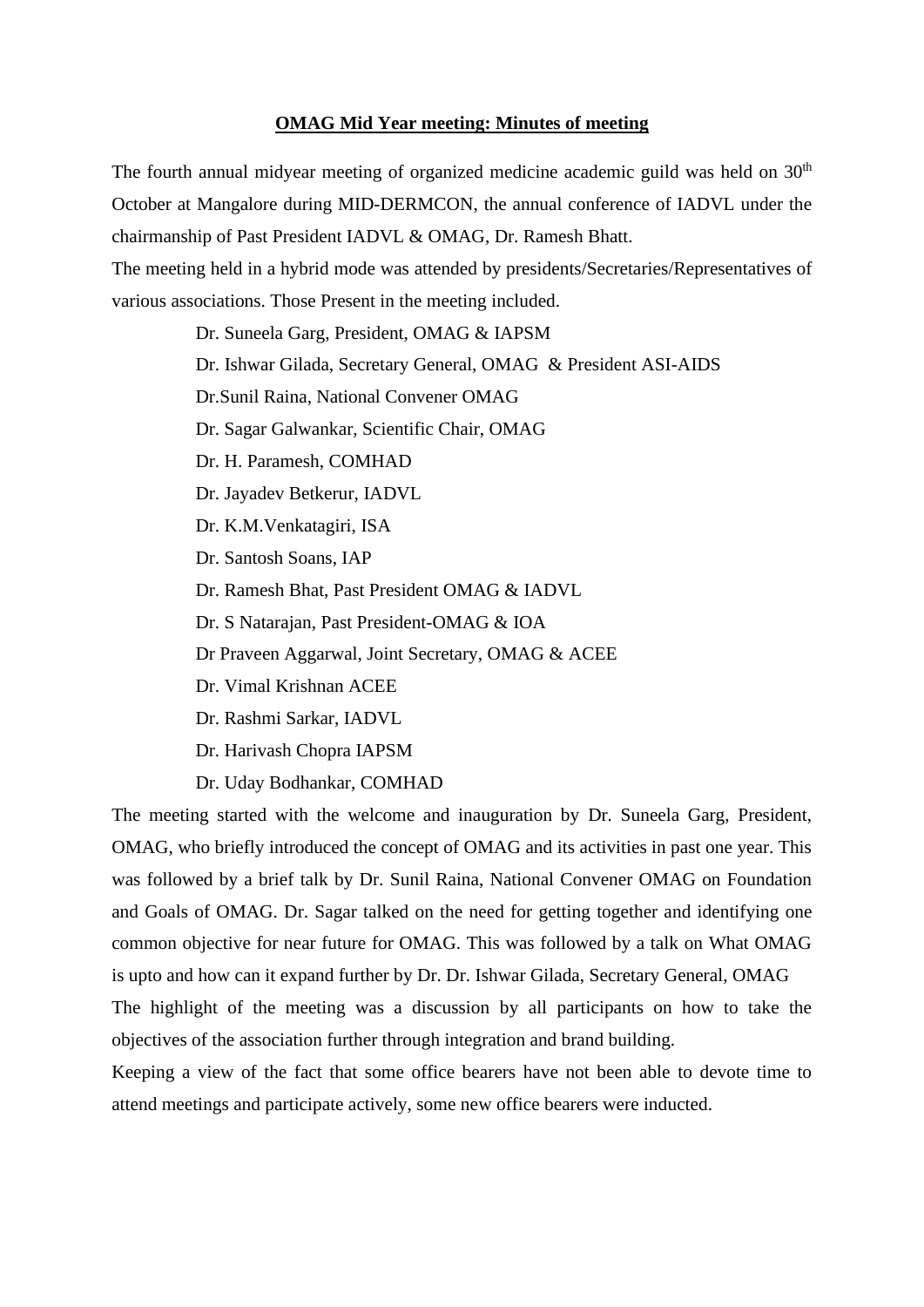**OMAG Mid Year meeting: Minutes of meeting**

The fourth annual midyear meeting of organized medicine academic guild was held on 30th October at Mangalore during MID-DERMCON, the annual conference of IADVL under the chairmanship of Past President IADVL & OMAG, Dr. Ramesh Bhatt.

The meeting held in a hybrid mode was attended by presidents/Secretaries/Representatives of various associations. Those Present in the meeting included.

Dr. Suneela Garg, President, OMAG & IAPSM

Dr. Ishwar Gilada, Secretary General, OMAG & President ASI-AIDS

Dr.Sunil Raina, National Convener OMAG

Dr. Sagar Galwankar, Scientific Chair, OMAG

Dr. H. Paramesh, COMHAD

Dr. Jayadev Betkerur, IADVL

Dr. K.M.Venkatagiri, ISA

Dr. Santosh Soans, IAP

Dr. Ramesh Bhat, Past President OMAG & IADVL

Dr. S Natarajan, Past President-OMAG & IOA

Dr Praveen Aggarwal, Joint Secretary, OMAG & ACEE

Dr. Vimal Krishnan ACEE

Dr. Rashmi Sarkar, IADVL

Dr. Harivash Chopra IAPSM

Dr. Uday Bodhankar, COMHAD

The meeting started with the welcome and inauguration by Dr. Suneela Garg, President, OMAG, who briefly introduced the concept of OMAG and its activities in past one year. This was followed by a brief talk by Dr. Sunil Raina, National Convener OMAG on Foundation and Goals of OMAG. Dr. Sagar talked on the need for getting together and identifying one common objective for near future for OMAG. This was followed by a talk on What OMAG is upto and how can it expand further by Dr. Dr. Ishwar Gilada, Secretary General, OMAG

The highlight of the meeting was a discussion by all participants on how to take the objectives of the association further through integration and brand building.

Keeping a view of the fact that some office bearers have not been able to devote time to attend meetings and participate actively, some new office bearers were inducted.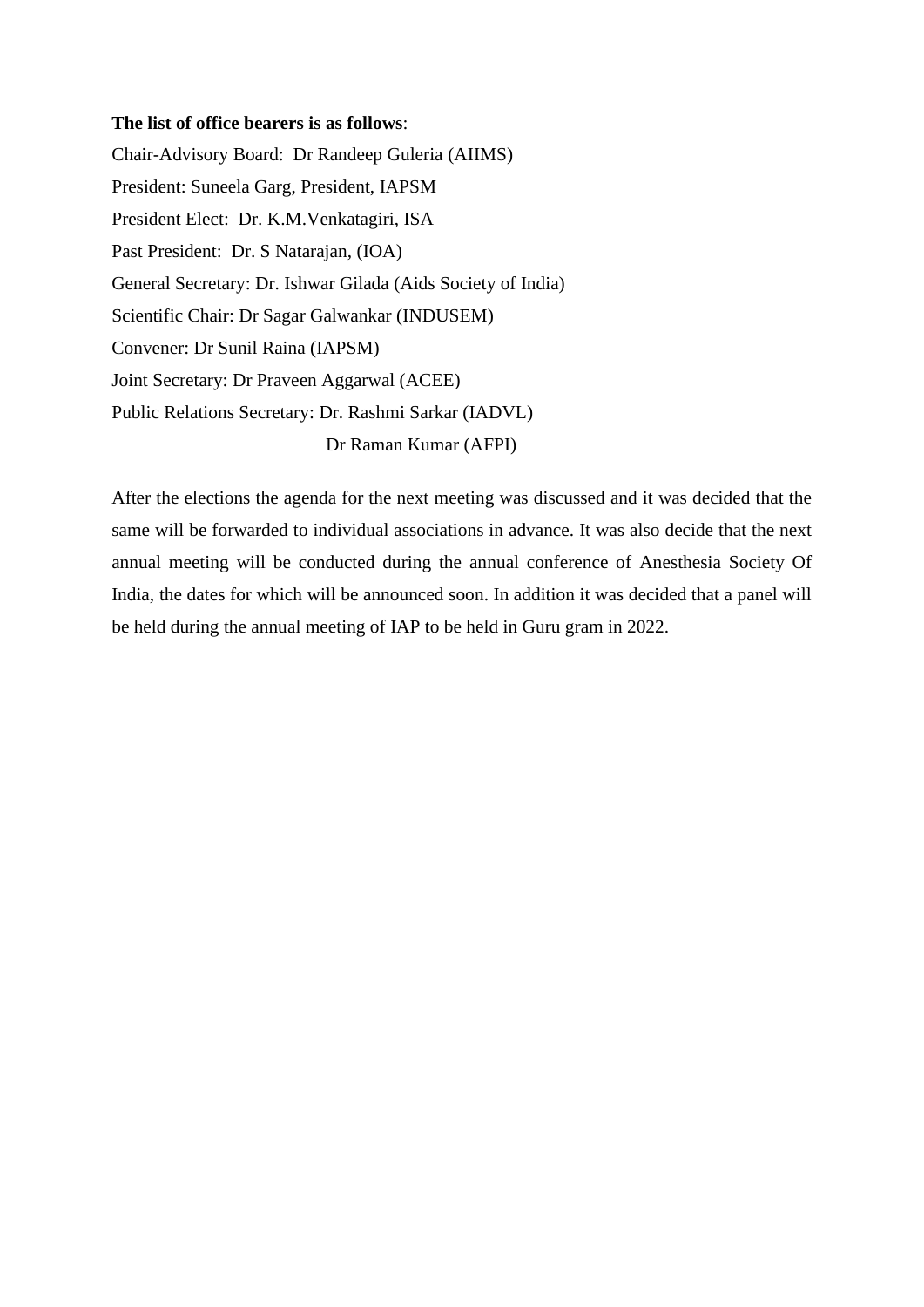**The list of office bearers is as follows**:

Chair-Advisory Board: Dr Randeep Guleria (AIIMS)

President: Suneela Garg, President, IAPSM

President Elect: Dr. K.M.Venkatagiri, ISA

Past President: Dr. S Natarajan, (IOA)

General Secretary: Dr. Ishwar Gilada (Aids Society of India)

Scientific Chair: Dr Sagar Galwankar (INDUSEM)

Convener: Dr Sunil Raina (IAPSM)

Joint Secretary: Dr Praveen Aggarwal (ACEE)

Public Relations Secretary: Dr. Rashmi Sarkar (IADVL)

Dr Raman Kumar (AFPI)

After the elections the agenda for the next meeting was discussed and it was decided that the same will be forwarded to individual associations in advance. It was also decide that the next annual meeting will be conducted during the annual conference of Anesthesia Society Of India, the dates for which will be announced soon. In addition it was decided that a panel will be held during the annual meeting of IAP to be held in Guru gram in 2022.